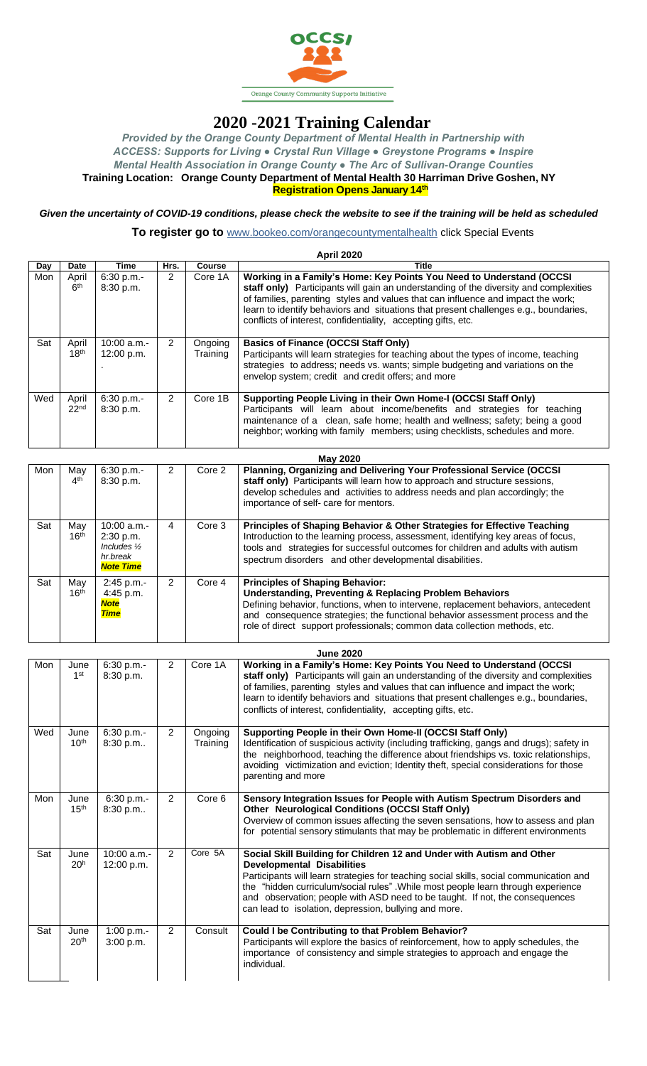OCCSI

Orange County Community Supports Initiative

# 2020 -2021 Training Calendar

***Provided by the Orange County Department of Mental Health in Partnership with ACCESS: Supports for Living ● Crystal Run Village ● Greystone Programs ● Inspire Mental Health Association in Orange County ● The Arc of Sullivan-Orange Counties***

**Training Location: Orange County Department of Mental Health 30 Harriman Drive Goshen, NY**

**Registration Opens January 14th**

***Given the uncertainty of COVID-19 conditions, please check the website to see if the training will be held as scheduled***

**To register go to** www.bookeo.com/orangecountymentalhealth click Special Events

**April 2020**

| Day | Date | Time | Hrs. | Course | Title |
|---|---|---|---|---|---|
| Mon | April 6th | 6:30 p.m.- 8:30 p.m. | 2 | Core 1A | **Working in a Family's Home: Key Points You Need to Understand (OCCSI staff only)** Participants will gain an understanding of the diversity and complexities of families, parenting styles and values that can influence and impact the work; learn to identify behaviors and situations that present challenges e.g., boundaries, conflicts of interest, confidentiality, accepting gifts, etc. |
| Sat | April 18th | 10:00 a.m.- 12:00 p.m. . | 2 | Ongoing Training | **Basics of Finance (OCCSI Staff Only)** Participants will learn strategies for teaching about the types of income, teaching strategies to address; needs vs. wants; simple budgeting and variations on the envelop system; credit and credit offers; and more |
| Wed | April 22nd | 6:30 p.m.- 8:30 p.m. | 2 | Core 1B | **Supporting People Living in their Own Home-I (OCCSI Staff Only)** Participants will learn about income/benefits and strategies for teaching maintenance of a clean, safe home; health and wellness; safety; being a good neighbor; working with family members; using checklists, schedules and more. |

**May 2020**

| Day | Date | Time | Hrs. | Course | Title |
|---|---|---|---|---|---|
| Mon | May 4th | 6:30 p.m.- 8:30 p.m. | 2 | Core 2 | **Planning, Organizing and Delivering Your Professional Service (OCCSI staff only)** Participants will learn how to approach and structure sessions, develop schedules and activities to address needs and plan accordingly; the importance of self- care for mentors. |
| Sat | May 16th | 10:00 a.m.- 2:30 p.m. *Includes ½ hr.break* ***Note Time*** | 4 | Core 3 | **Principles of Shaping Behavior & Other Strategies for Effective Teaching** Introduction to the learning process, assessment, identifying key areas of focus, tools and strategies for successful outcomes for children and adults with autism spectrum disorders and other developmental disabilities. |
| Sat | May 16th | 2:45 p.m.- 4:45 p.m. ***Note Time*** | 2 | Core 4 | **Principles of Shaping Behavior: Understanding, Preventing & Replacing Problem Behaviors** Defining behavior, functions, when to intervene, replacement behaviors, antecedent and consequence strategies; the functional behavior assessment process and the role of direct support professionals; common data collection methods, etc. |

**June 2020**

| Day | Date | Time | Hrs. | Course | Title |
|---|---|---|---|---|---|
| Mon | June 1st | 6:30 p.m.- 8:30 p.m. | 2 | Core 1A | **Working in a Family's Home: Key Points You Need to Understand (OCCSI staff only)** Participants will gain an understanding of the diversity and complexities of families, parenting styles and values that can influence and impact the work; learn to identify behaviors and situations that present challenges e.g., boundaries, conflicts of interest, confidentiality, accepting gifts, etc. |
| Wed | June 10th | 6:30 p.m.- 8:30 p.m.. | 2 | Ongoing Training | **Supporting People in their Own Home-II (OCCSI Staff Only)** Identification of suspicious activity (including trafficking, gangs and drugs); safety in the neighborhood, teaching the difference about friendships vs. toxic relationships, avoiding victimization and eviction; Identity theft, special considerations for those parenting and more |
| Mon | June 15th | 6:30 p.m.- 8:30 p.m.. | 2 | Core 6 | **Sensory Integration Issues for People with Autism Spectrum Disorders and Other Neurological Conditions (OCCSI Staff Only)** Overview of common issues affecting the seven sensations, how to assess and plan for potential sensory stimulants that may be problematic in different environments |
| Sat | June 20th | 10:00 a.m.- 12:00 p.m. | 2 | Core 5A | **Social Skill Building for Children 12 and Under with Autism and Other Developmental Disabilities** Participants will learn strategies for teaching social skills, social communication and the "hidden curriculum/social rules" .While most people learn through experience and observation; people with ASD need to be taught. If not, the consequences can lead to isolation, depression, bullying and more. |
| Sat | June 20th | 1:00 p.m.- 3:00 p.m. | 2 | Consult | **Could I be Contributing to that Problem Behavior?** Participants will explore the basics of reinforcement, how to apply schedules, the importance of consistency and simple strategies to approach and engage the individual. |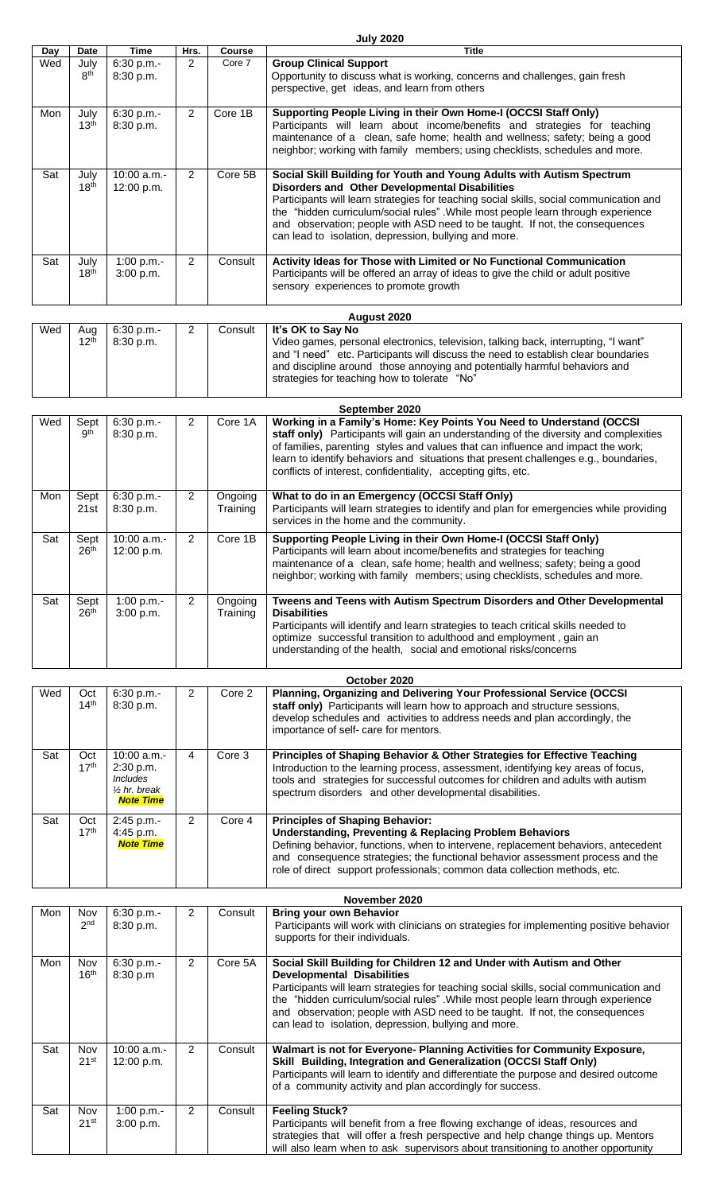## July 2020

| Day | Date | Time | Hrs. | Course | Title |
|---|---|---|---|---|---|
| Wed | July 8th | 6:30 p.m.- 8:30 p.m. | 2 | Core 7 | **Group Clinical Support** Opportunity to discuss what is working, concerns and challenges, gain fresh perspective, get ideas, and learn from others |
| Mon | July 13th | 6:30 p.m.- 8:30 p.m. | 2 | Core 1B | **Supporting People Living in their Own Home-I (OCCSI Staff Only)** Participants will learn about income/benefits and strategies for teaching maintenance of a clean, safe home; health and wellness; safety; being a good neighbor; working with family members; using checklists, schedules and more. |
| Sat | July 18th | 10:00 a.m.- 12:00 p.m. | 2 | Core 5B | **Social Skill Building for Youth and Young Adults with Autism Spectrum Disorders and Other Developmental Disabilities** Participants will learn strategies for teaching social skills, social communication and the "hidden curriculum/social rules" .While most people learn through experience and observation; people with ASD need to be taught. If not, the consequences can lead to isolation, depression, bullying and more. |
| Sat | July 18th | 1:00 p.m.- 3:00 p.m. | 2 | Consult | **Activity Ideas for Those with Limited or No Functional Communication** Participants will be offered an array of ideas to give the child or adult positive sensory experiences to promote growth |

## August 2020

| Day | Date | Time | Hrs. | Course | Title |
|---|---|---|---|---|---|
| Wed | Aug 12th | 6:30 p.m.- 8:30 p.m. | 2 | Consult | **It's OK to Say No** Video games, personal electronics, television, talking back, interrupting, "I want" and "I need" etc. Participants will discuss the need to establish clear boundaries and discipline around those annoying and potentially harmful behaviors and strategies for teaching how to tolerate "No" |

## September 2020

| Day | Date | Time | Hrs. | Course | Title |
|---|---|---|---|---|---|
| Wed | Sept 9th | 6:30 p.m.- 8:30 p.m. | 2 | Core 1A | **Working in a Family's Home: Key Points You Need to Understand (OCCSI staff only)** Participants will gain an understanding of the diversity and complexities of families, parenting styles and values that can influence and impact the work; learn to identify behaviors and situations that present challenges e.g., boundaries, conflicts of interest, confidentiality, accepting gifts, etc. |
| Mon | Sept 21st | 6:30 p.m.- 8:30 p.m. | 2 | Ongoing Training | **What to do in an Emergency (OCCSI Staff Only)** Participants will learn strategies to identify and plan for emergencies while providing services in the home and the community. |
| Sat | Sept 26th | 10:00 a.m.- 12:00 p.m. | 2 | Core 1B | **Supporting People Living in their Own Home-I (OCCSI Staff Only)** Participants will learn about income/benefits and strategies for teaching maintenance of a clean, safe home; health and wellness; safety; being a good neighbor; working with family members; using checklists, schedules and more. |
| Sat | Sept 26th | 1:00 p.m.- 3:00 p.m. | 2 | Ongoing Training | **Tweens and Teens with Autism Spectrum Disorders and Other Developmental Disabilities** Participants will identify and learn strategies to teach critical skills needed to optimize successful transition to adulthood and employment , gain an understanding of the health, social and emotional risks/concerns |

## October 2020

| Day | Date | Time | Hrs. | Course | Title |
|---|---|---|---|---|---|
| Wed | Oct 14th | 6:30 p.m.- 8:30 p.m. | 2 | Core 2 | **Planning, Organizing and Delivering Your Professional Service (OCCSI staff only)** Participants will learn how to approach and structure sessions, develop schedules and activities to address needs and plan accordingly, the importance of self- care for mentors. |
| Sat | Oct 17th | 10:00 a.m.- 2:30 p.m. *Includes ½ hr. break* ***Note Time*** | 4 | Core 3 | **Principles of Shaping Behavior & Other Strategies for Effective Teaching** Introduction to the learning process, assessment, identifying key areas of focus, tools and strategies for successful outcomes for children and adults with autism spectrum disorders and other developmental disabilities. |
| Sat | Oct 17th | 2:45 p.m.- 4:45 p.m. ***Note Time*** | 2 | Core 4 | **Principles of Shaping Behavior: Understanding, Preventing & Replacing Problem Behaviors** Defining behavior, functions, when to intervene, replacement behaviors, antecedent and consequence strategies; the functional behavior assessment process and the role of direct support professionals; common data collection methods, etc. |

## November 2020

| Day | Date | Time | Hrs. | Course | Title |
|---|---|---|---|---|---|
| Mon | Nov 2nd | 6:30 p.m.- 8:30 p.m. | 2 | Consult | **Bring your own Behavior** Participants will work with clinicians on strategies for implementing positive behavior supports for their individuals. |
| Mon | Nov 16th | 6:30 p.m.- 8:30 p.m | 2 | Core 5A | **Social Skill Building for Children 12 and Under with Autism and Other Developmental Disabilities** Participants will learn strategies for teaching social skills, social communication and the "hidden curriculum/social rules" .While most people learn through experience and observation; people with ASD need to be taught. If not, the consequences can lead to isolation, depression, bullying and more. |
| Sat | Nov 21st | 10:00 a.m.- 12:00 p.m. | 2 | Consult | **Walmart is not for Everyone- Planning Activities for Community Exposure, Skill Building, Integration and Generalization (OCCSI Staff Only)** Participants will learn to identify and differentiate the purpose and desired outcome of a community activity and plan accordingly for success. |
| Sat | Nov 21st | 1:00 p.m.- 3:00 p.m. | 2 | Consult | **Feeling Stuck?** Participants will benefit from a free flowing exchange of ideas, resources and strategies that will offer a fresh perspective and help change things up. Mentors will also learn when to ask supervisors about transitioning to another opportunity |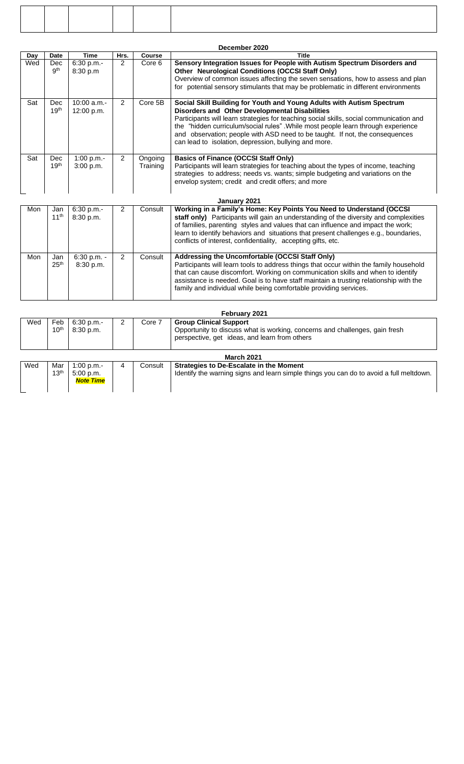| | | | | | |
|---|---|---|---|---|---|
| | | | | | |

**December 2020**

| Day | Date | Time | Hrs. | Course | Title |
|---|---|---|---|---|---|
| Wed | Dec 9th | 6:30 p.m.- 8:30 p.m | 2 | Core 6 | **Sensory Integration Issues for People with Autism Spectrum Disorders and Other Neurological Conditions (OCCSI Staff Only)** Overview of common issues affecting the seven sensations, how to assess and plan for potential sensory stimulants that may be problematic in different environments |
| Sat | Dec 19th | 10:00 a.m.- 12:00 p.m. | 2 | Core 5B | **Social Skill Building for Youth and Young Adults with Autism Spectrum Disorders and Other Developmental Disabilities** Participants will learn strategies for teaching social skills, social communication and the "hidden curriculum/social rules" .While most people learn through experience and observation; people with ASD need to be taught. If not, the consequences can lead to isolation, depression, bullying and more. |
| Sat | Dec 19th | 1:00 p.m.- 3:00 p.m. | 2 | Ongoing Training | **Basics of Finance (OCCSI Staff Only)** Participants will learn strategies for teaching about the types of income, teaching strategies to address; needs vs. wants; simple budgeting and variations on the envelop system; credit and credit offers; and more |

**January 2021**

| Day | Date | Time | Hrs. | Course | Title |
|---|---|---|---|---|---|
| Mon | Jan 11th | 6:30 p.m.- 8:30 p.m. | 2 | Consult | **Working in a Family's Home: Key Points You Need to Understand (OCCSI staff only)** Participants will gain an understanding of the diversity and complexities of families, parenting styles and values that can influence and impact the work; learn to identify behaviors and situations that present challenges e.g., boundaries, conflicts of interest, confidentiality, accepting gifts, etc. |
| Mon | Jan 25th | 6:30 p.m. - 8:30 p.m. | 2 | Consult | **Addressing the Uncomfortable (OCCSI Staff Only)** Participants will learn tools to address things that occur within the family household that can cause discomfort. Working on communication skills and when to identify assistance is needed. Goal is to have staff maintain a trusting relationship with the family and individual while being comfortable providing services. |

**February 2021**

| Day | Date | Time | Hrs. | Course | Title |
|---|---|---|---|---|---|
| Wed | Feb 10th | 6:30 p.m.- 8:30 p.m. | 2 | Core 7 | **Group Clinical Support** Opportunity to discuss what is working, concerns and challenges, gain fresh perspective, get ideas, and learn from others |

**March 2021**

| Day | Date | Time | Hrs. | Course | Title |
|---|---|---|---|---|---|
| Wed | Mar 13th | 1:00 p.m.- 5:00 p.m. ***Note Time*** | 4 | Consult | **Strategies to De-Escalate in the Moment** Identify the warning signs and learn simple things you can do to avoid a full meltdown. |